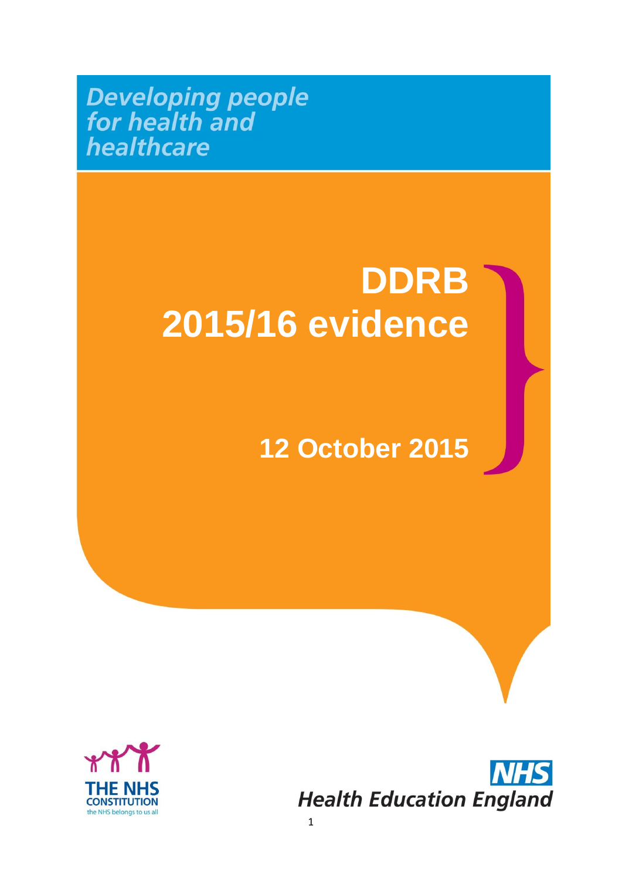*Developing people for health and healthcare*

# DDRB 2015/16 evidence

## 12 October 2015

THE NHS CONSTITUTION
the NHS belongs to us all

NHS
Health Education England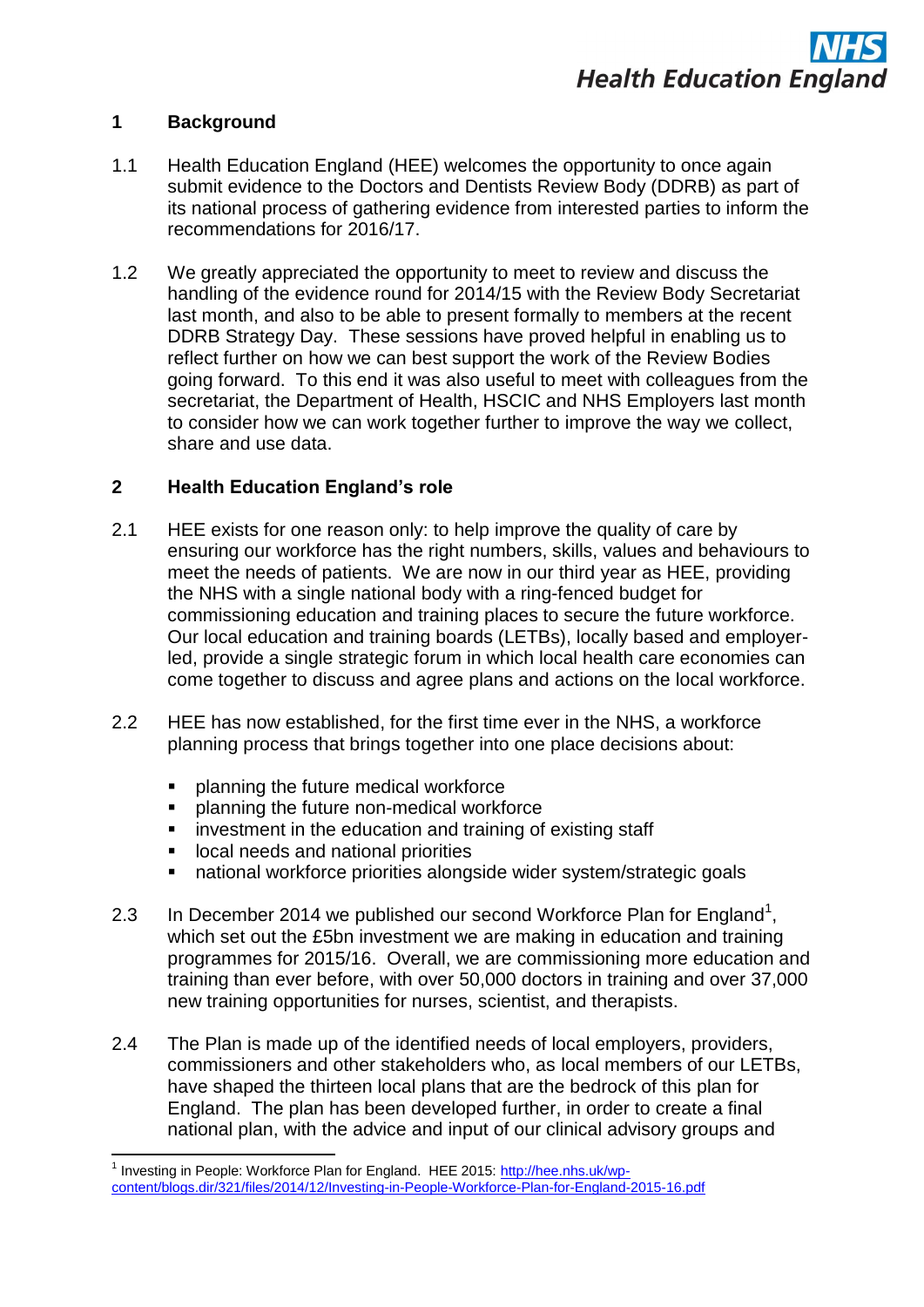## 1 Background

1.1 Health Education England (HEE) welcomes the opportunity to once again submit evidence to the Doctors and Dentists Review Body (DDRB) as part of its national process of gathering evidence from interested parties to inform the recommendations for 2016/17.

1.2 We greatly appreciated the opportunity to meet to review and discuss the handling of the evidence round for 2014/15 with the Review Body Secretariat last month, and also to be able to present formally to members at the recent DDRB Strategy Day. These sessions have proved helpful in enabling us to reflect further on how we can best support the work of the Review Bodies going forward. To this end it was also useful to meet with colleagues from the secretariat, the Department of Health, HSCIC and NHS Employers last month to consider how we can work together further to improve the way we collect, share and use data.

## 2 Health Education England's role

2.1 HEE exists for one reason only: to help improve the quality of care by ensuring our workforce has the right numbers, skills, values and behaviours to meet the needs of patients. We are now in our third year as HEE, providing the NHS with a single national body with a ring-fenced budget for commissioning education and training places to secure the future workforce. Our local education and training boards (LETBs), locally based and employer-led, provide a single strategic forum in which local health care economies can come together to discuss and agree plans and actions on the local workforce.

2.2 HEE has now established, for the first time ever in the NHS, a workforce planning process that brings together into one place decisions about:

- planning the future medical workforce
- planning the future non-medical workforce
- investment in the education and training of existing staff
- local needs and national priorities
- national workforce priorities alongside wider system/strategic goals

2.3 In December 2014 we published our second Workforce Plan for England[1], which set out the £5bn investment we are making in education and training programmes for 2015/16. Overall, we are commissioning more education and training than ever before, with over 50,000 doctors in training and over 37,000 new training opportunities for nurses, scientist, and therapists.

2.4 The Plan is made up of the identified needs of local employers, providers, commissioners and other stakeholders who, as local members of our LETBs, have shaped the thirteen local plans that are the bedrock of this plan for England. The plan has been developed further, in order to create a final national plan, with the advice and input of our clinical advisory groups and

---

[1] Investing in People: Workforce Plan for England. HEE 2015: http://hee.nhs.uk/wp-content/blogs.dir/321/files/2014/12/Investing-in-People-Workforce-Plan-for-England-2015-16.pdf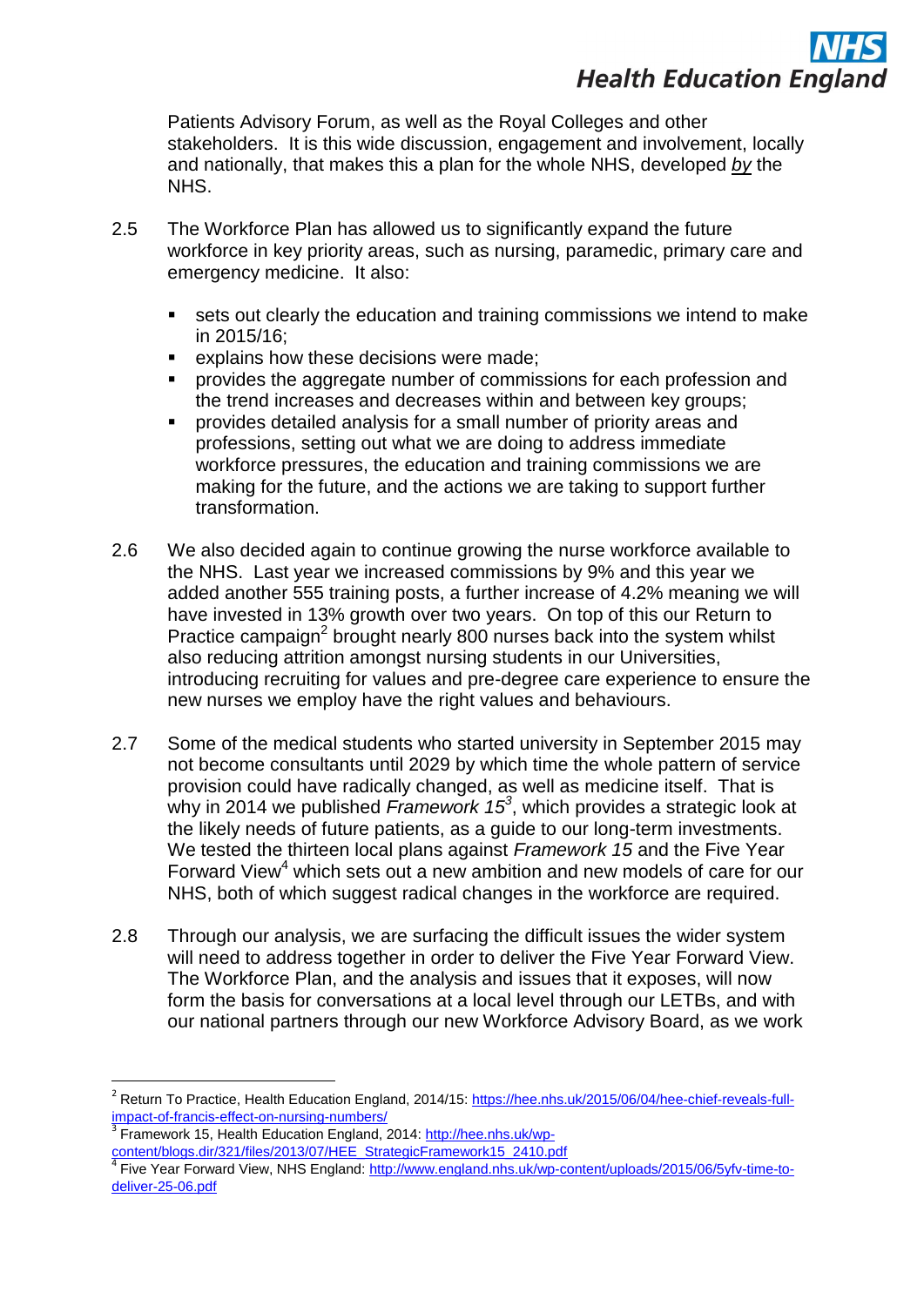Patients Advisory Forum, as well as the Royal Colleges and other stakeholders. It is this wide discussion, engagement and involvement, locally and nationally, that makes this a plan for the whole NHS, developed *by* the NHS.

2.5 The Workforce Plan has allowed us to significantly expand the future workforce in key priority areas, such as nursing, paramedic, primary care and emergency medicine. It also:

- sets out clearly the education and training commissions we intend to make in 2015/16;
- explains how these decisions were made;
- provides the aggregate number of commissions for each profession and the trend increases and decreases within and between key groups;
- provides detailed analysis for a small number of priority areas and professions, setting out what we are doing to address immediate workforce pressures, the education and training commissions we are making for the future, and the actions we are taking to support further transformation.

2.6 We also decided again to continue growing the nurse workforce available to the NHS. Last year we increased commissions by 9% and this year we added another 555 training posts, a further increase of 4.2% meaning we will have invested in 13% growth over two years. On top of this our Return to Practice campaign[2] brought nearly 800 nurses back into the system whilst also reducing attrition amongst nursing students in our Universities, introducing recruiting for values and pre-degree care experience to ensure the new nurses we employ have the right values and behaviours.

2.7 Some of the medical students who started university in September 2015 may not become consultants until 2029 by which time the whole pattern of service provision could have radically changed, as well as medicine itself. That is why in 2014 we published *Framework 15*[3], which provides a strategic look at the likely needs of future patients, as a guide to our long-term investments. We tested the thirteen local plans against *Framework 15* and the Five Year Forward View[4] which sets out a new ambition and new models of care for our NHS, both of which suggest radical changes in the workforce are required.

2.8 Through our analysis, we are surfacing the difficult issues the wider system will need to address together in order to deliver the Five Year Forward View. The Workforce Plan, and the analysis and issues that it exposes, will now form the basis for conversations at a local level through our LETBs, and with our national partners through our new Workforce Advisory Board, as we work

---

[2] Return To Practice, Health Education England, 2014/15: https://hee.nhs.uk/2015/06/04/hee-chief-reveals-full-impact-of-francis-effect-on-nursing-numbers/

[3] Framework 15, Health Education England, 2014: http://hee.nhs.uk/wp-content/blogs.dir/321/files/2013/07/HEE_StrategicFramework15_2410.pdf

[4] Five Year Forward View, NHS England: http://www.england.nhs.uk/wp-content/uploads/2015/06/5yfv-time-to-deliver-25-06.pdf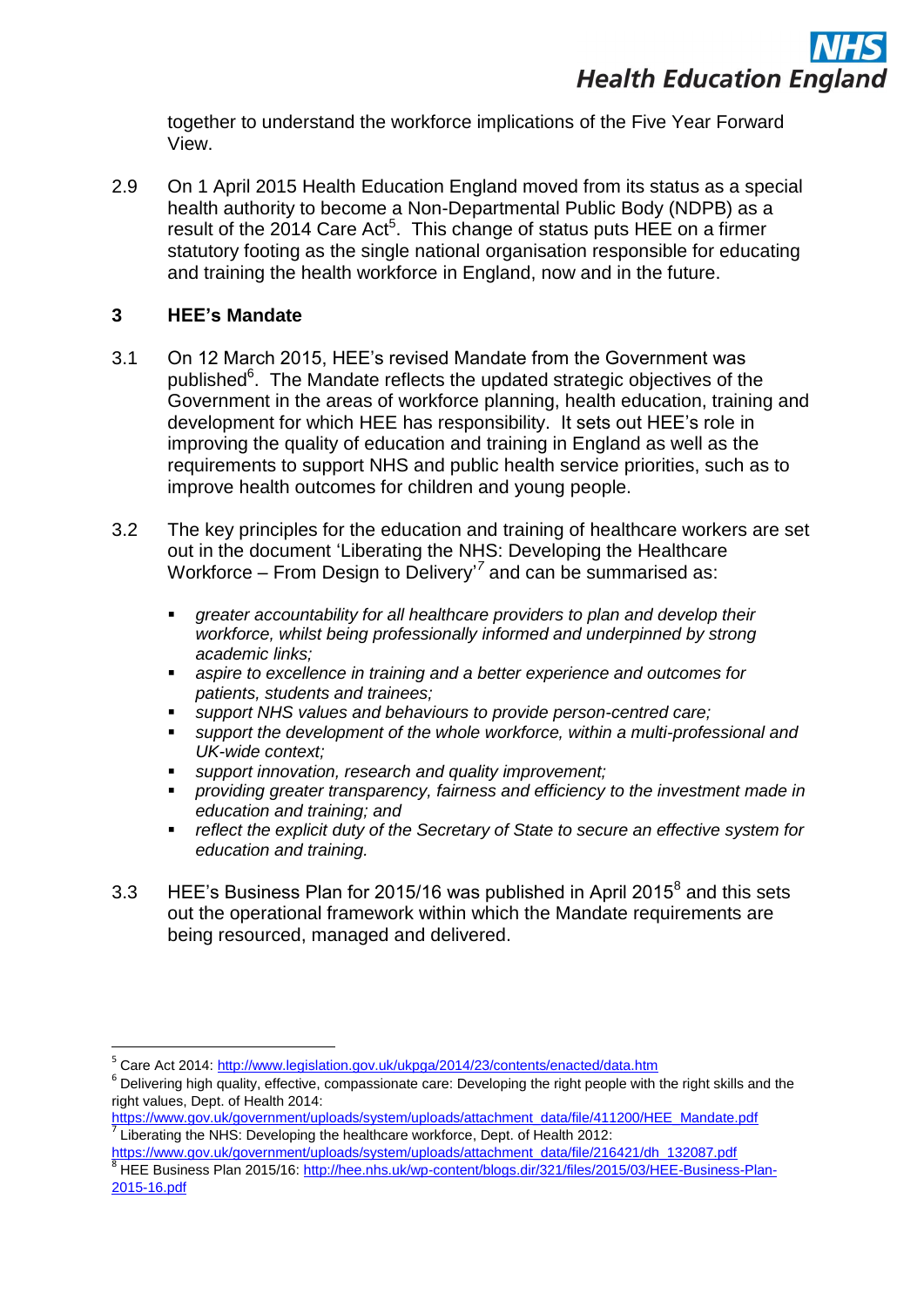together to understand the workforce implications of the Five Year Forward View.

2.9 On 1 April 2015 Health Education England moved from its status as a special health authority to become a Non-Departmental Public Body (NDPB) as a result of the 2014 Care Act[5]. This change of status puts HEE on a firmer statutory footing as the single national organisation responsible for educating and training the health workforce in England, now and in the future.

## 3 HEE's Mandate

3.1 On 12 March 2015, HEE's revised Mandate from the Government was published[6]. The Mandate reflects the updated strategic objectives of the Government in the areas of workforce planning, health education, training and development for which HEE has responsibility. It sets out HEE's role in improving the quality of education and training in England as well as the requirements to support NHS and public health service priorities, such as to improve health outcomes for children and young people.

3.2 The key principles for the education and training of healthcare workers are set out in the document 'Liberating the NHS: Developing the Healthcare Workforce – From Design to Delivery'[7] and can be summarised as:

- *greater accountability for all healthcare providers to plan and develop their workforce, whilst being professionally informed and underpinned by strong academic links;*
- *aspire to excellence in training and a better experience and outcomes for patients, students and trainees;*
- *support NHS values and behaviours to provide person-centred care;*
- *support the development of the whole workforce, within a multi-professional and UK-wide context;*
- *support innovation, research and quality improvement;*
- *providing greater transparency, fairness and efficiency to the investment made in education and training; and*
- *reflect the explicit duty of the Secretary of State to secure an effective system for education and training.*

3.3 HEE's Business Plan for 2015/16 was published in April 2015[8] and this sets out the operational framework within which the Mandate requirements are being resourced, managed and delivered.

---

[5] Care Act 2014: http://www.legislation.gov.uk/ukpga/2014/23/contents/enacted/data.htm

[6] Delivering high quality, effective, compassionate care: Developing the right people with the right skills and the right values, Dept. of Health 2014: https://www.gov.uk/government/uploads/system/uploads/attachment_data/file/411200/HEE_Mandate.pdf

[7] Liberating the NHS: Developing the healthcare workforce, Dept. of Health 2012: https://www.gov.uk/government/uploads/system/uploads/attachment_data/file/216421/dh_132087.pdf

[8] HEE Business Plan 2015/16: http://hee.nhs.uk/wp-content/blogs.dir/321/files/2015/03/HEE-Business-Plan-2015-16.pdf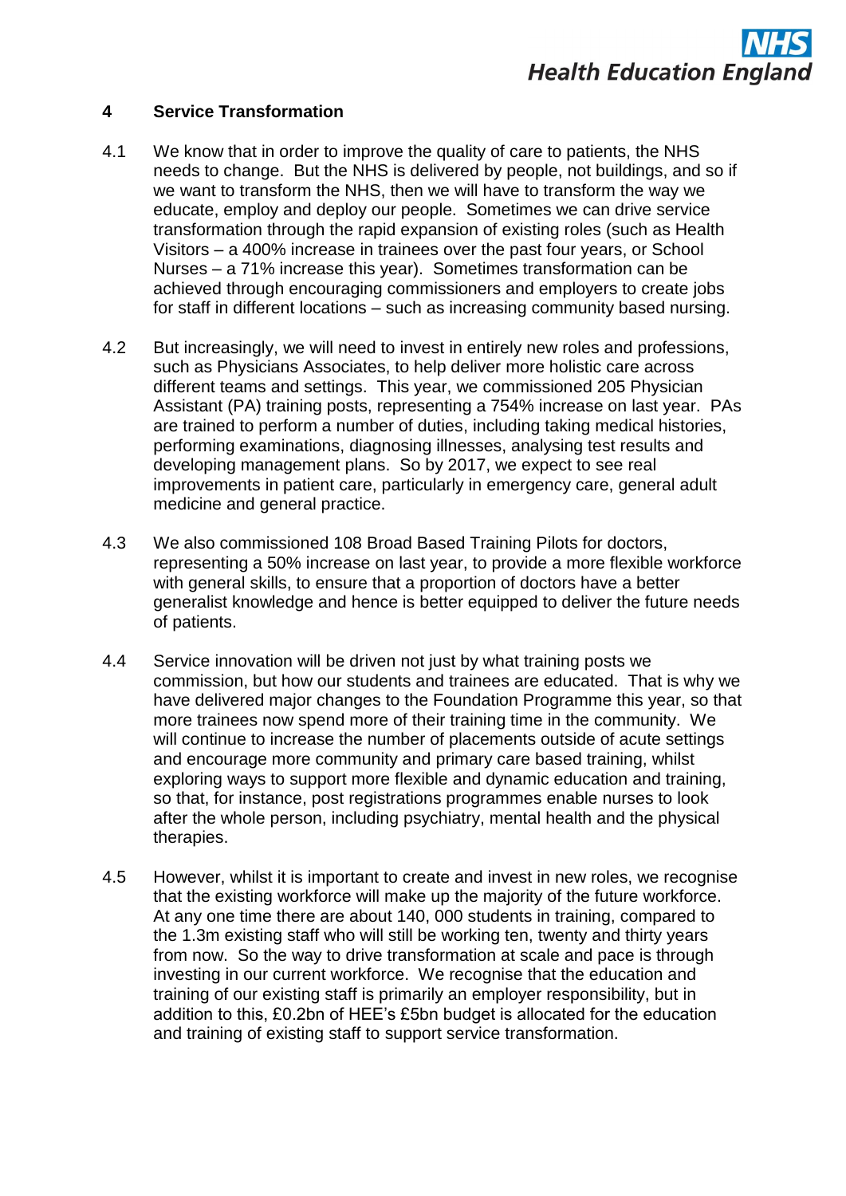## 4 Service Transformation

4.1 We know that in order to improve the quality of care to patients, the NHS needs to change. But the NHS is delivered by people, not buildings, and so if we want to transform the NHS, then we will have to transform the way we educate, employ and deploy our people. Sometimes we can drive service transformation through the rapid expansion of existing roles (such as Health Visitors – a 400% increase in trainees over the past four years, or School Nurses – a 71% increase this year). Sometimes transformation can be achieved through encouraging commissioners and employers to create jobs for staff in different locations – such as increasing community based nursing.

4.2 But increasingly, we will need to invest in entirely new roles and professions, such as Physicians Associates, to help deliver more holistic care across different teams and settings. This year, we commissioned 205 Physician Assistant (PA) training posts, representing a 754% increase on last year. PAs are trained to perform a number of duties, including taking medical histories, performing examinations, diagnosing illnesses, analysing test results and developing management plans. So by 2017, we expect to see real improvements in patient care, particularly in emergency care, general adult medicine and general practice.

4.3 We also commissioned 108 Broad Based Training Pilots for doctors, representing a 50% increase on last year, to provide a more flexible workforce with general skills, to ensure that a proportion of doctors have a better generalist knowledge and hence is better equipped to deliver the future needs of patients.

4.4 Service innovation will be driven not just by what training posts we commission, but how our students and trainees are educated. That is why we have delivered major changes to the Foundation Programme this year, so that more trainees now spend more of their training time in the community. We will continue to increase the number of placements outside of acute settings and encourage more community and primary care based training, whilst exploring ways to support more flexible and dynamic education and training, so that, for instance, post registrations programmes enable nurses to look after the whole person, including psychiatry, mental health and the physical therapies.

4.5 However, whilst it is important to create and invest in new roles, we recognise that the existing workforce will make up the majority of the future workforce. At any one time there are about 140, 000 students in training, compared to the 1.3m existing staff who will still be working ten, twenty and thirty years from now. So the way to drive transformation at scale and pace is through investing in our current workforce. We recognise that the education and training of our existing staff is primarily an employer responsibility, but in addition to this, £0.2bn of HEE's £5bn budget is allocated for the education and training of existing staff to support service transformation.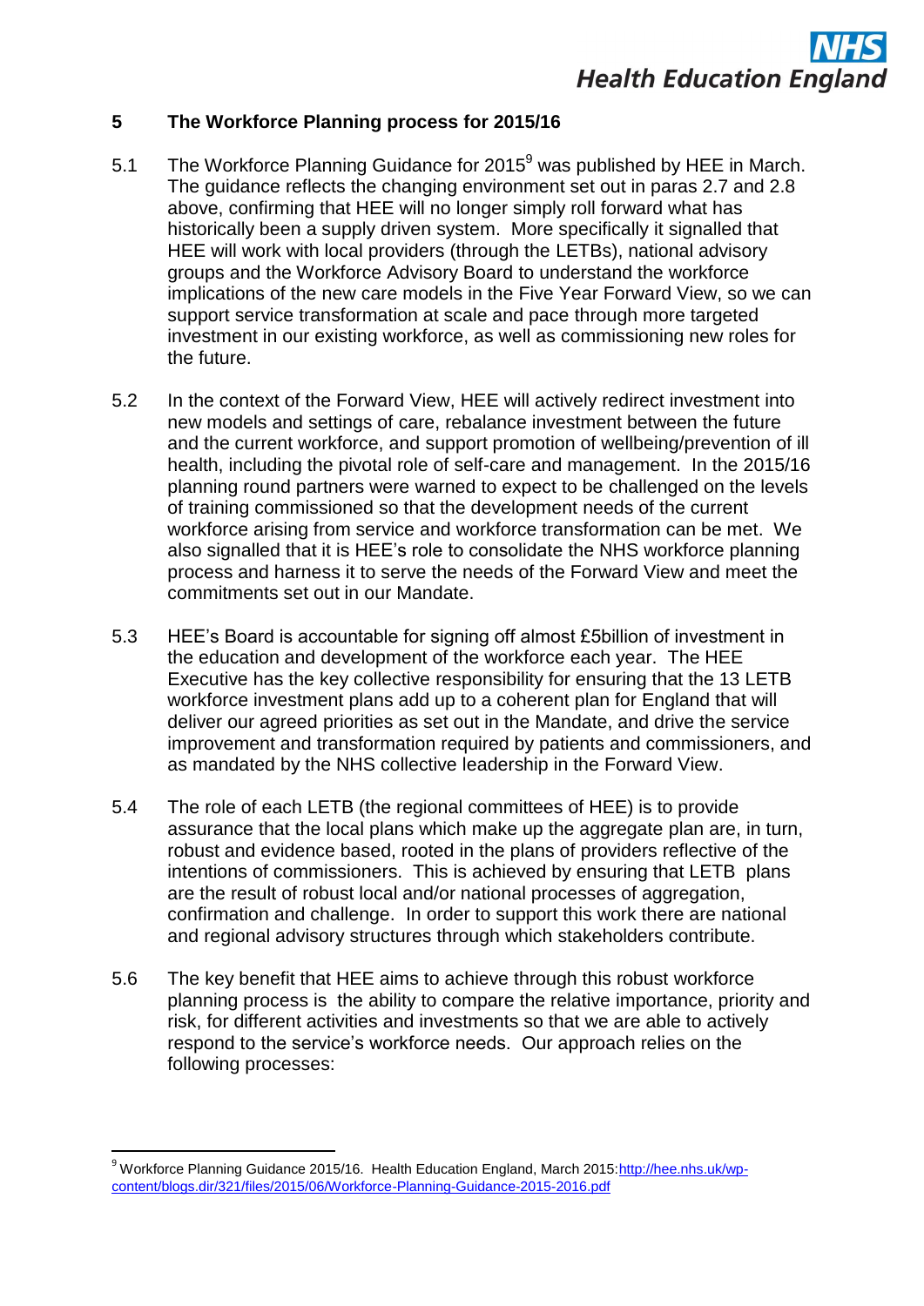## 5 The Workforce Planning process for 2015/16

5.1 The Workforce Planning Guidance for 2015[9] was published by HEE in March. The guidance reflects the changing environment set out in paras 2.7 and 2.8 above, confirming that HEE will no longer simply roll forward what has historically been a supply driven system. More specifically it signalled that HEE will work with local providers (through the LETBs), national advisory groups and the Workforce Advisory Board to understand the workforce implications of the new care models in the Five Year Forward View, so we can support service transformation at scale and pace through more targeted investment in our existing workforce, as well as commissioning new roles for the future.

5.2 In the context of the Forward View, HEE will actively redirect investment into new models and settings of care, rebalance investment between the future and the current workforce, and support promotion of wellbeing/prevention of ill health, including the pivotal role of self-care and management. In the 2015/16 planning round partners were warned to expect to be challenged on the levels of training commissioned so that the development needs of the current workforce arising from service and workforce transformation can be met. We also signalled that it is HEE's role to consolidate the NHS workforce planning process and harness it to serve the needs of the Forward View and meet the commitments set out in our Mandate.

5.3 HEE's Board is accountable for signing off almost £5billion of investment in the education and development of the workforce each year. The HEE Executive has the key collective responsibility for ensuring that the 13 LETB workforce investment plans add up to a coherent plan for England that will deliver our agreed priorities as set out in the Mandate, and drive the service improvement and transformation required by patients and commissioners, and as mandated by the NHS collective leadership in the Forward View.

5.4 The role of each LETB (the regional committees of HEE) is to provide assurance that the local plans which make up the aggregate plan are, in turn, robust and evidence based, rooted in the plans of providers reflective of the intentions of commissioners. This is achieved by ensuring that LETB plans are the result of robust local and/or national processes of aggregation, confirmation and challenge. In order to support this work there are national and regional advisory structures through which stakeholders contribute.

5.6 The key benefit that HEE aims to achieve through this robust workforce planning process is the ability to compare the relative importance, priority and risk, for different activities and investments so that we are able to actively respond to the service's workforce needs. Our approach relies on the following processes:

---

[9] Workforce Planning Guidance 2015/16. Health Education England, March 2015: http://hee.nhs.uk/wp-content/blogs.dir/321/files/2015/06/Workforce-Planning-Guidance-2015-2016.pdf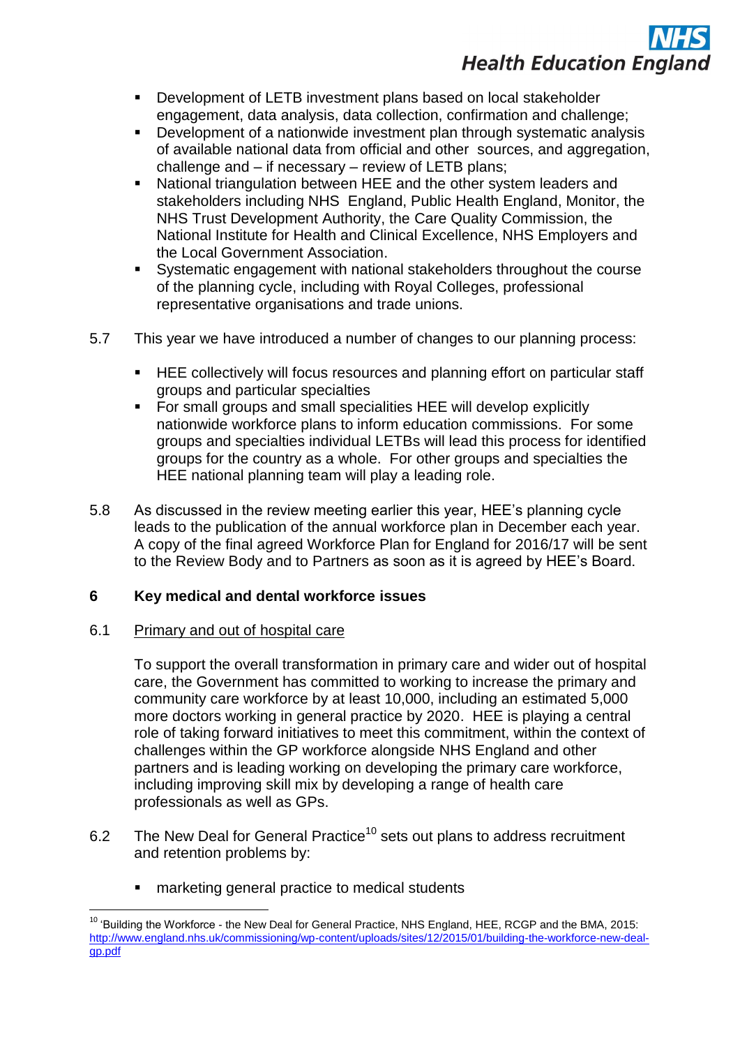- Development of LETB investment plans based on local stakeholder engagement, data analysis, data collection, confirmation and challenge;
- Development of a nationwide investment plan through systematic analysis of available national data from official and other sources, and aggregation, challenge and – if necessary – review of LETB plans;
- National triangulation between HEE and the other system leaders and stakeholders including NHS England, Public Health England, Monitor, the NHS Trust Development Authority, the Care Quality Commission, the National Institute for Health and Clinical Excellence, NHS Employers and the Local Government Association.
- Systematic engagement with national stakeholders throughout the course of the planning cycle, including with Royal Colleges, professional representative organisations and trade unions.

5.7 This year we have introduced a number of changes to our planning process:

- HEE collectively will focus resources and planning effort on particular staff groups and particular specialties
- For small groups and small specialities HEE will develop explicitly nationwide workforce plans to inform education commissions. For some groups and specialties individual LETBs will lead this process for identified groups for the country as a whole. For other groups and specialties the HEE national planning team will play a leading role.

5.8 As discussed in the review meeting earlier this year, HEE's planning cycle leads to the publication of the annual workforce plan in December each year. A copy of the final agreed Workforce Plan for England for 2016/17 will be sent to the Review Body and to Partners as soon as it is agreed by HEE's Board.

## 6 Key medical and dental workforce issues

6.1 <u>Primary and out of hospital care</u>

To support the overall transformation in primary care and wider out of hospital care, the Government has committed to working to increase the primary and community care workforce by at least 10,000, including an estimated 5,000 more doctors working in general practice by 2020. HEE is playing a central role of taking forward initiatives to meet this commitment, within the context of challenges within the GP workforce alongside NHS England and other partners and is leading working on developing the primary care workforce, including improving skill mix by developing a range of health care professionals as well as GPs.

6.2 The New Deal for General Practice[10] sets out plans to address recruitment and retention problems by:

- marketing general practice to medical students

[10] 'Building the Workforce - the New Deal for General Practice, NHS England, HEE, RCGP and the BMA, 2015: http://www.england.nhs.uk/commissioning/wp-content/uploads/sites/12/2015/01/building-the-workforce-new-deal-gp.pdf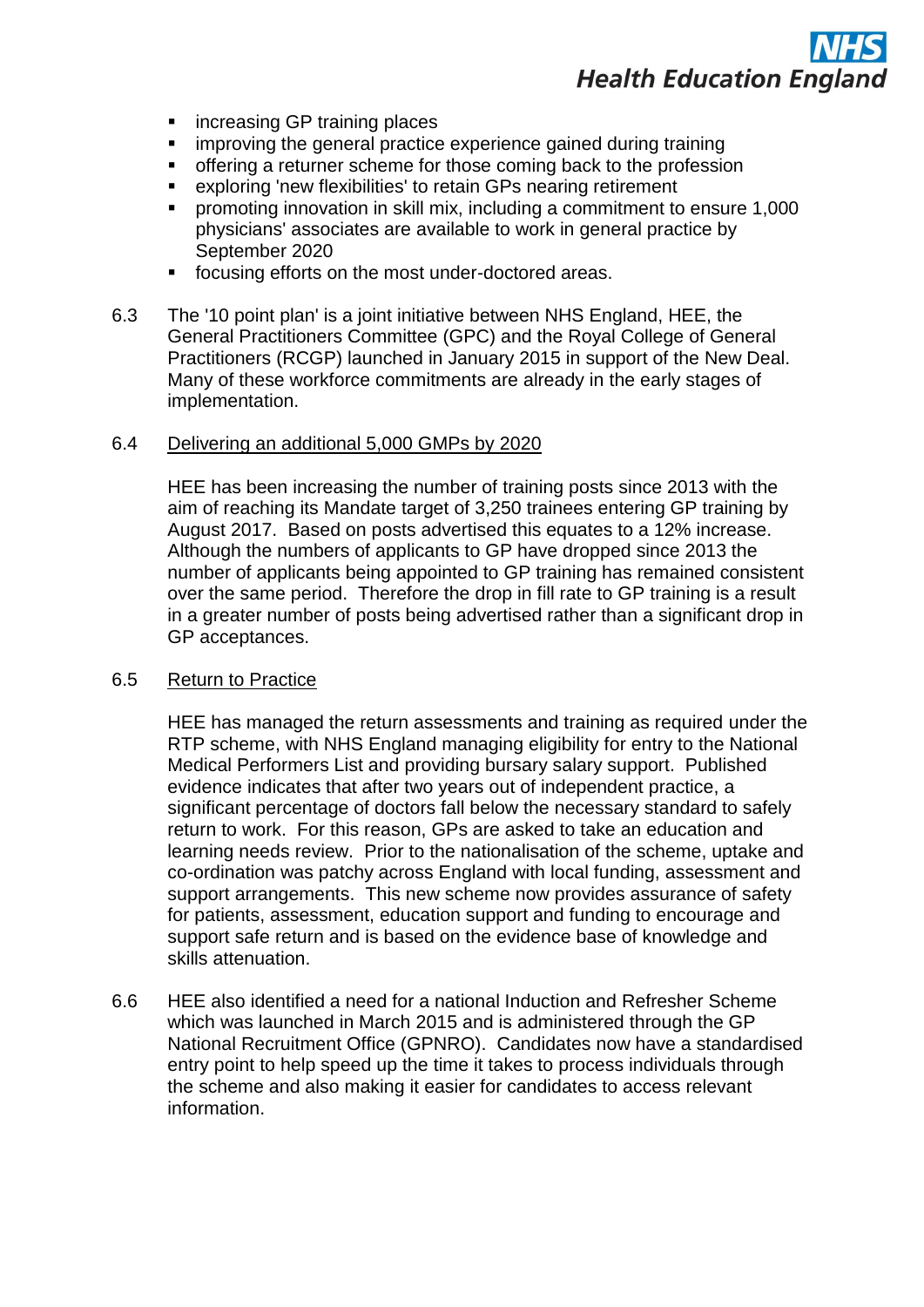- increasing GP training places
- improving the general practice experience gained during training
- offering a returner scheme for those coming back to the profession
- exploring 'new flexibilities' to retain GPs nearing retirement
- promoting innovation in skill mix, including a commitment to ensure 1,000 physicians' associates are available to work in general practice by September 2020
- focusing efforts on the most under-doctored areas.

6.3 The '10 point plan' is a joint initiative between NHS England, HEE, the General Practitioners Committee (GPC) and the Royal College of General Practitioners (RCGP) launched in January 2015 in support of the New Deal. Many of these workforce commitments are already in the early stages of implementation.

6.4 <u>Delivering an additional 5,000 GMPs by 2020</u>

HEE has been increasing the number of training posts since 2013 with the aim of reaching its Mandate target of 3,250 trainees entering GP training by August 2017. Based on posts advertised this equates to a 12% increase. Although the numbers of applicants to GP have dropped since 2013 the number of applicants being appointed to GP training has remained consistent over the same period. Therefore the drop in fill rate to GP training is a result in a greater number of posts being advertised rather than a significant drop in GP acceptances.

6.5 <u>Return to Practice</u>

HEE has managed the return assessments and training as required under the RTP scheme, with NHS England managing eligibility for entry to the National Medical Performers List and providing bursary salary support. Published evidence indicates that after two years out of independent practice, a significant percentage of doctors fall below the necessary standard to safely return to work. For this reason, GPs are asked to take an education and learning needs review. Prior to the nationalisation of the scheme, uptake and co-ordination was patchy across England with local funding, assessment and support arrangements. This new scheme now provides assurance of safety for patients, assessment, education support and funding to encourage and support safe return and is based on the evidence base of knowledge and skills attenuation.

6.6 HEE also identified a need for a national Induction and Refresher Scheme which was launched in March 2015 and is administered through the GP National Recruitment Office (GPNRO). Candidates now have a standardised entry point to help speed up the time it takes to process individuals through the scheme and also making it easier for candidates to access relevant information.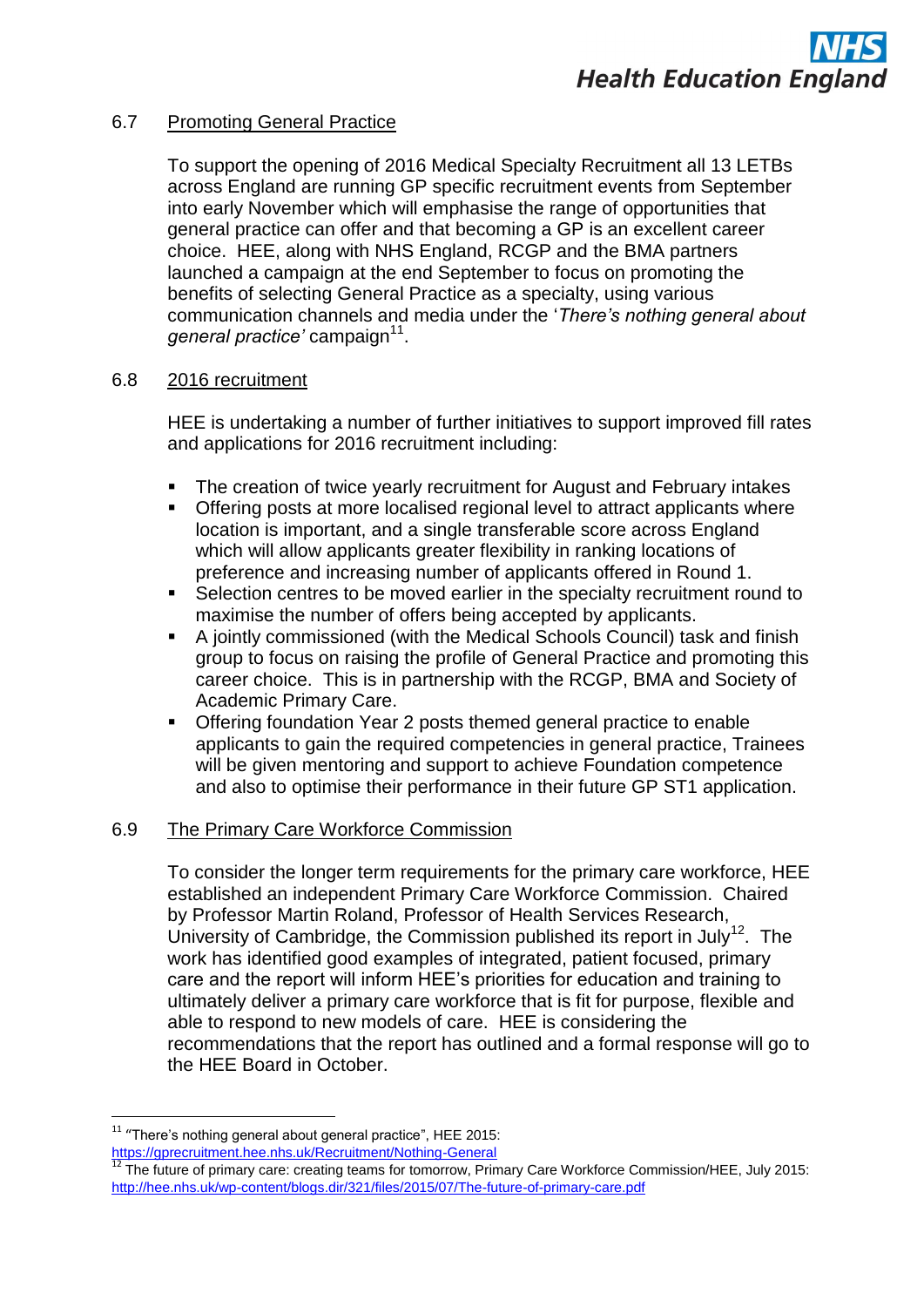### 6.7 Promoting General Practice

To support the opening of 2016 Medical Specialty Recruitment all 13 LETBs across England are running GP specific recruitment events from September into early November which will emphasise the range of opportunities that general practice can offer and that becoming a GP is an excellent career choice. HEE, along with NHS England, RCGP and the BMA partners launched a campaign at the end September to focus on promoting the benefits of selecting General Practice as a specialty, using various communication channels and media under the '*There's nothing general about general practice'* campaign[11].

### 6.8 2016 recruitment

HEE is undertaking a number of further initiatives to support improved fill rates and applications for 2016 recruitment including:

- The creation of twice yearly recruitment for August and February intakes
- Offering posts at more localised regional level to attract applicants where location is important, and a single transferable score across England which will allow applicants greater flexibility in ranking locations of preference and increasing number of applicants offered in Round 1.
- Selection centres to be moved earlier in the specialty recruitment round to maximise the number of offers being accepted by applicants.
- A jointly commissioned (with the Medical Schools Council) task and finish group to focus on raising the profile of General Practice and promoting this career choice. This is in partnership with the RCGP, BMA and Society of Academic Primary Care.
- Offering foundation Year 2 posts themed general practice to enable applicants to gain the required competencies in general practice, Trainees will be given mentoring and support to achieve Foundation competence and also to optimise their performance in their future GP ST1 application.

### 6.9 The Primary Care Workforce Commission

To consider the longer term requirements for the primary care workforce, HEE established an independent Primary Care Workforce Commission. Chaired by Professor Martin Roland, Professor of Health Services Research, University of Cambridge, the Commission published its report in July[12]. The work has identified good examples of integrated, patient focused, primary care and the report will inform HEE's priorities for education and training to ultimately deliver a primary care workforce that is fit for purpose, flexible and able to respond to new models of care. HEE is considering the recommendations that the report has outlined and a formal response will go to the HEE Board in October.

---

[11] "There's nothing general about general practice", HEE 2015: https://gprecruitment.hee.nhs.uk/Recruitment/Nothing-General

[12] The future of primary care: creating teams for tomorrow, Primary Care Workforce Commission/HEE, July 2015: http://hee.nhs.uk/wp-content/blogs.dir/321/files/2015/07/The-future-of-primary-care.pdf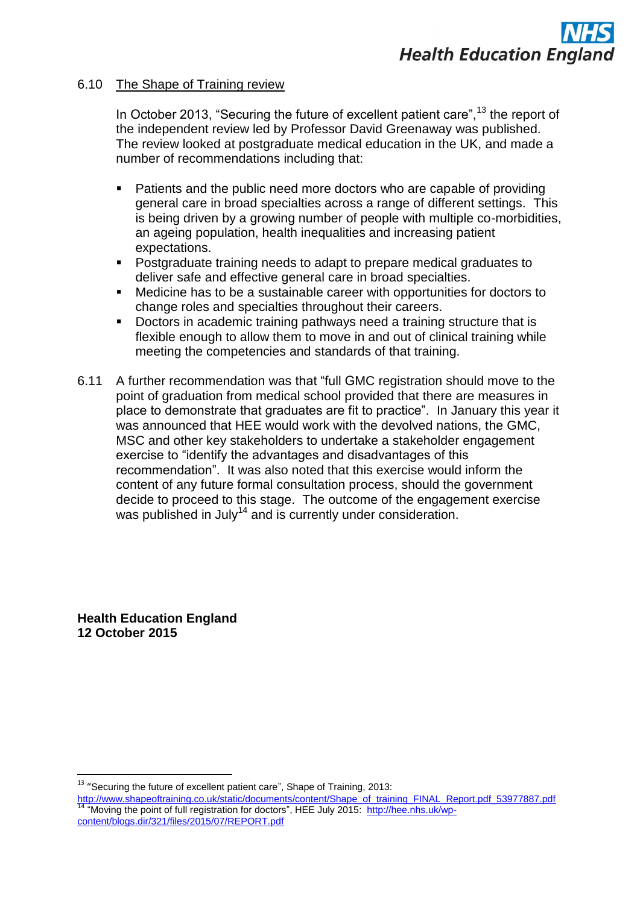### 6.10 The Shape of Training review

In October 2013, "Securing the future of excellent patient care",[13] the report of the independent review led by Professor David Greenaway was published. The review looked at postgraduate medical education in the UK, and made a number of recommendations including that:

- Patients and the public need more doctors who are capable of providing general care in broad specialties across a range of different settings. This is being driven by a growing number of people with multiple co-morbidities, an ageing population, health inequalities and increasing patient expectations.
- Postgraduate training needs to adapt to prepare medical graduates to deliver safe and effective general care in broad specialties.
- Medicine has to be a sustainable career with opportunities for doctors to change roles and specialties throughout their careers.
- Doctors in academic training pathways need a training structure that is flexible enough to allow them to move in and out of clinical training while meeting the competencies and standards of that training.

6.11 A further recommendation was that "full GMC registration should move to the point of graduation from medical school provided that there are measures in place to demonstrate that graduates are fit to practice". In January this year it was announced that HEE would work with the devolved nations, the GMC, MSC and other key stakeholders to undertake a stakeholder engagement exercise to "identify the advantages and disadvantages of this recommendation". It was also noted that this exercise would inform the content of any future formal consultation process, should the government decide to proceed to this stage. The outcome of the engagement exercise was published in July[14] and is currently under consideration.

**Health Education England**
**12 October 2015**

[13] "Securing the future of excellent patient care", Shape of Training, 2013: http://www.shapeoftraining.co.uk/static/documents/content/Shape_of_training_FINAL_Report.pdf_53977887.pdf

[14] "Moving the point of full registration for doctors", HEE July 2015: http://hee.nhs.uk/wp-content/blogs.dir/321/files/2015/07/REPORT.pdf